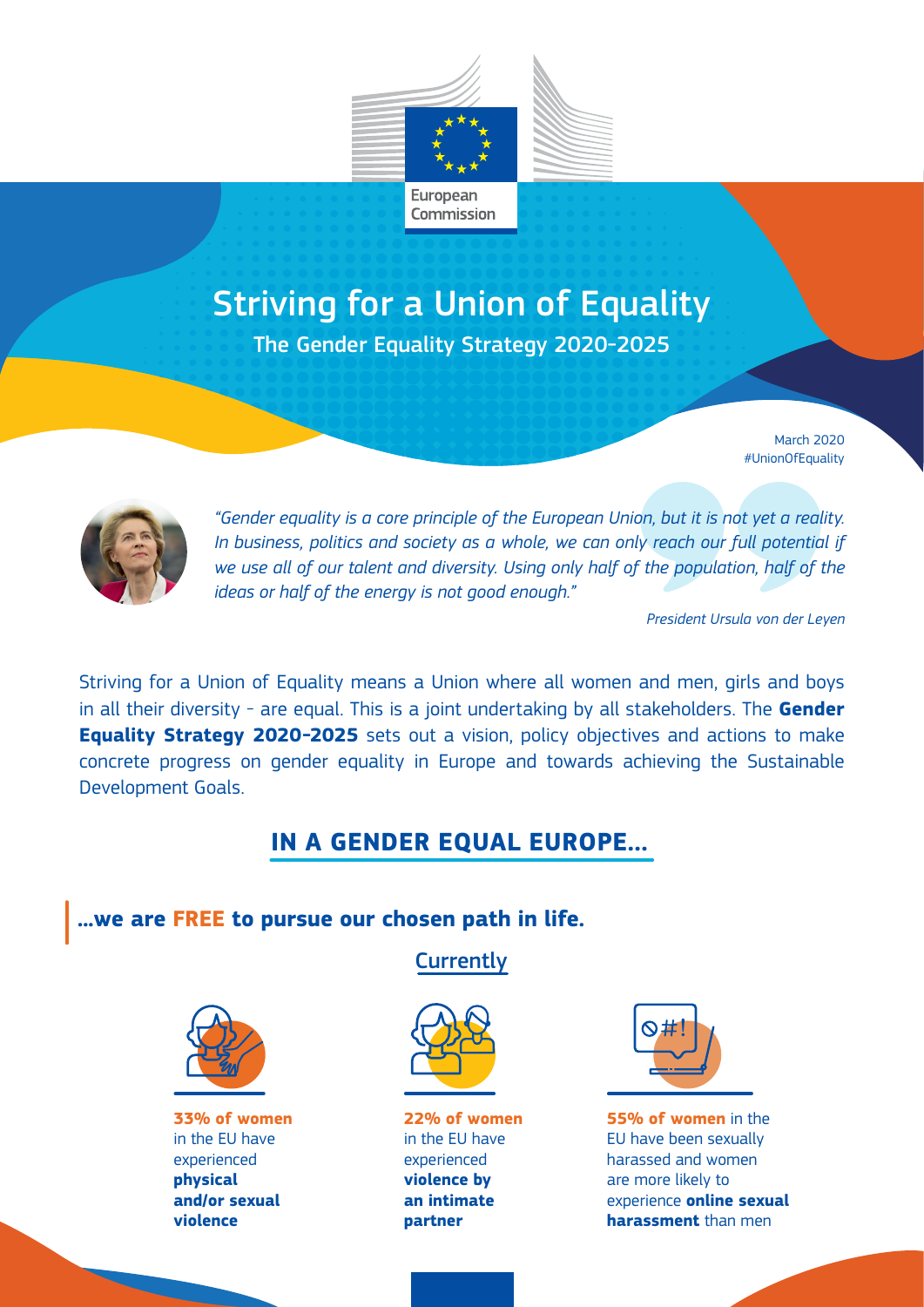European Commission

# Striving for a Union of Equality

## The Gender Equality Strategy 2020-2025

March 2020
#UnionOfEquality

*"Gender equality is a core principle of the European Union, but it is not yet a reality. In business, politics and society as a whole, we can only reach our full potential if we use all of our talent and diversity. Using only half of the population, half of the ideas or half of the energy is not good enough."*

*President Ursula von der Leyen*

Striving for a Union of Equality means a Union where all women and men, girls and boys in all their diversity - are equal. This is a joint undertaking by all stakeholders. The **Gender Equality Strategy 2020-2025** sets out a vision, policy objectives and actions to make concrete progress on gender equality in Europe and towards achieving the Sustainable Development Goals.

## IN A GENDER EQUAL EUROPE...

### ...we are FREE to pursue our chosen path in life.

Currently

**33% of women** in the EU have experienced **physical and/or sexual violence**

**22% of women** in the EU have experienced **violence by an intimate partner**

**55% of women** in the EU have been sexually harassed and women are more likely to experience **online sexual harassment** than men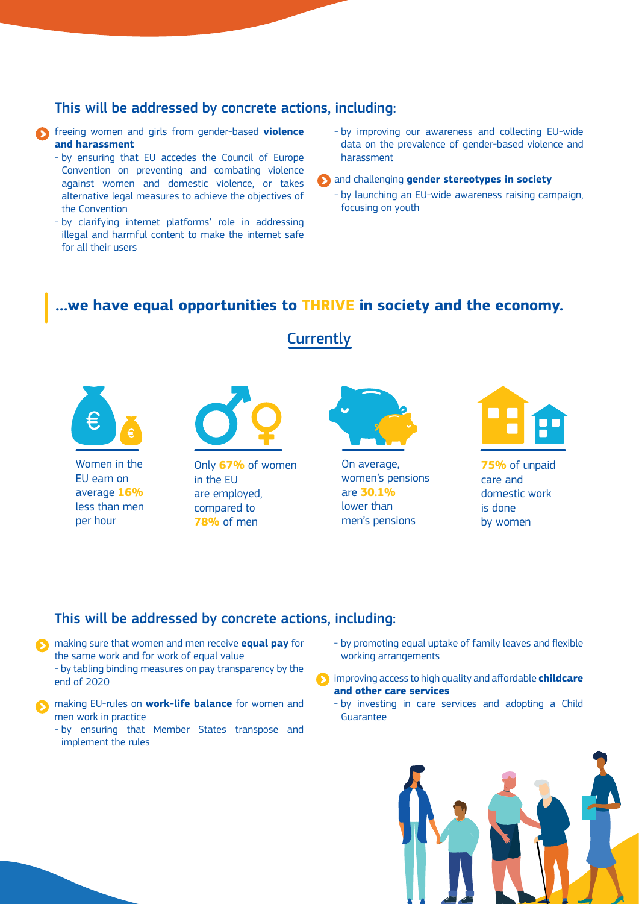## This will be addressed by concrete actions, including:

- freeing women and girls from gender-based **violence and harassment**
  - by ensuring that EU accedes the Council of Europe Convention on preventing and combating violence against women and domestic violence, or takes alternative legal measures to achieve the objectives of the Convention
  - by clarifying internet platforms' role in addressing illegal and harmful content to make the internet safe for all their users
  - by improving our awareness and collecting EU-wide data on the prevalence of gender-based violence and harassment
- and challenging **gender stereotypes in society**
  - by launching an EU-wide awareness raising campaign, focusing on youth

## ...we have equal opportunities to THRIVE in society and the economy.

### Currently

Women in the EU earn on average **16%** less than men per hour

Only **67%** of women in the EU are employed, compared to **78%** of men

On average, women's pensions are **30.1%** lower than men's pensions

**75%** of unpaid care and domestic work is done by women

## This will be addressed by concrete actions, including:

- making sure that women and men receive **equal pay** for the same work and for work of equal value
  - by tabling binding measures on pay transparency by the end of 2020
- making EU-rules on **work-life balance** for women and men work in practice
  - by ensuring that Member States transpose and implement the rules
  - by promoting equal uptake of family leaves and flexible working arrangements
- improving access to high quality and affordable **childcare and other care services**
  - by investing in care services and adopting a Child Guarantee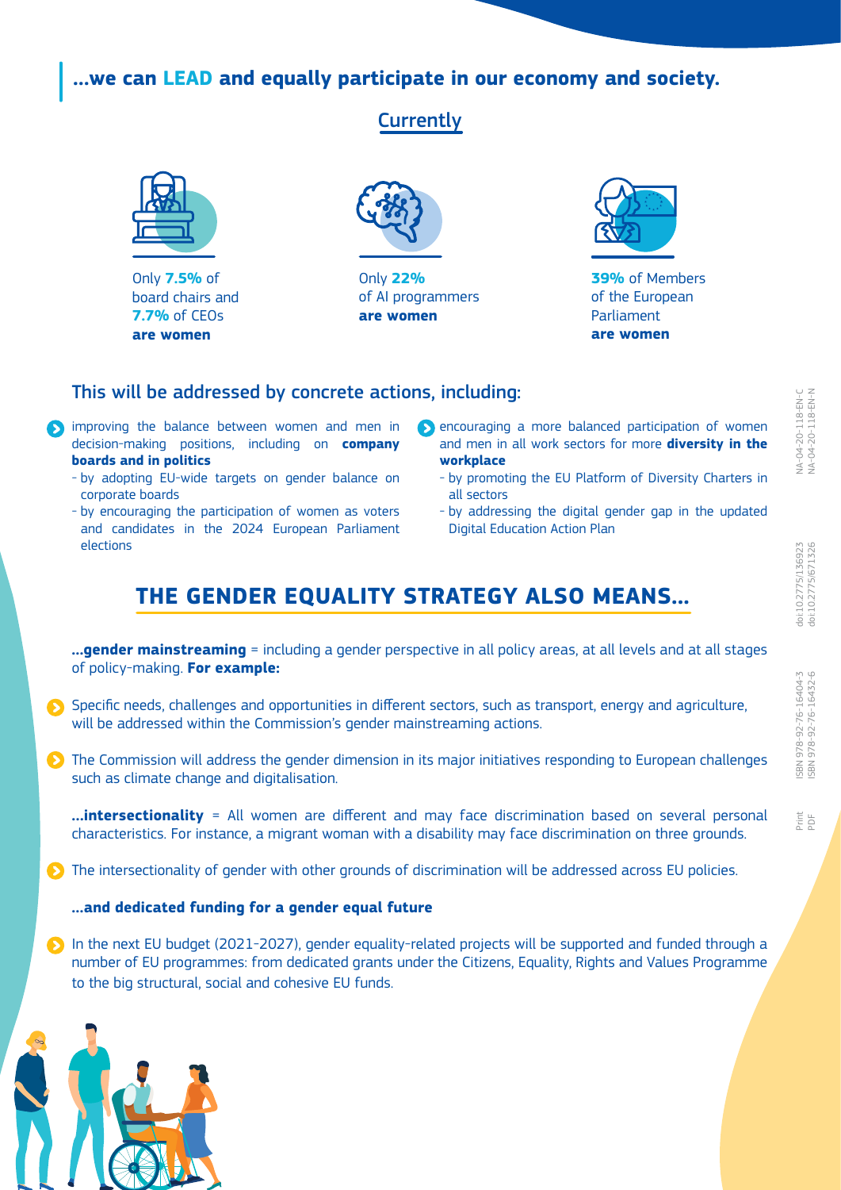## ...we can LEAD and equally participate in our economy and society.

### Currently

Only **7.5%** of board chairs and **7.7%** of CEOs **are women**

Only **22%** of AI programmers **are women**

**39%** of Members of the European Parliament **are women**

### This will be addressed by concrete actions, including:

- improving the balance between women and men in decision-making positions, including on **company boards and in politics**
  - by adopting EU-wide targets on gender balance on corporate boards
  - by encouraging the participation of women as voters and candidates in the 2024 European Parliament elections
- encouraging a more balanced participation of women and men in all work sectors for more **diversity in the workplace**
  - by promoting the EU Platform of Diversity Charters in all sectors
  - by addressing the digital gender gap in the updated Digital Education Action Plan

## THE GENDER EQUALITY STRATEGY ALSO MEANS...

**...gender mainstreaming** = including a gender perspective in all policy areas, at all levels and at all stages of policy-making. **For example:**

- Specific needs, challenges and opportunities in different sectors, such as transport, energy and agriculture, will be addressed within the Commission's gender mainstreaming actions.
- The Commission will address the gender dimension in its major initiatives responding to European challenges such as climate change and digitalisation.

**...intersectionality** = All women are different and may face discrimination based on several personal characteristics. For instance, a migrant woman with a disability may face discrimination on three grounds.

- The intersectionality of gender with other grounds of discrimination will be addressed across EU policies.

**...and dedicated funding for a gender equal future**

- In the next EU budget (2021-2027), gender equality-related projects will be supported and funded through a number of EU programmes: from dedicated grants under the Citizens, Equality, Rights and Values Programme to the big structural, social and cohesive EU funds.

Print ISBN 978-92-76-16404-3 doi:10.2775/136923 NA-04-20-118-EN-C
PDF ISBN 978-92-76-16432-6 doi:10.2775/671326 NA-04-20-118-EN-N